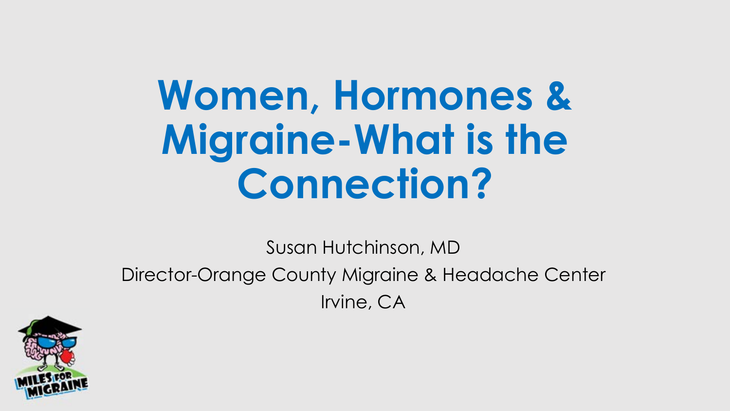# Women, Hormones & Migraine-What is the Connection?

Susan Hutchinson, MD

Director-Orange County Migraine & Headache Center

Irvine, CA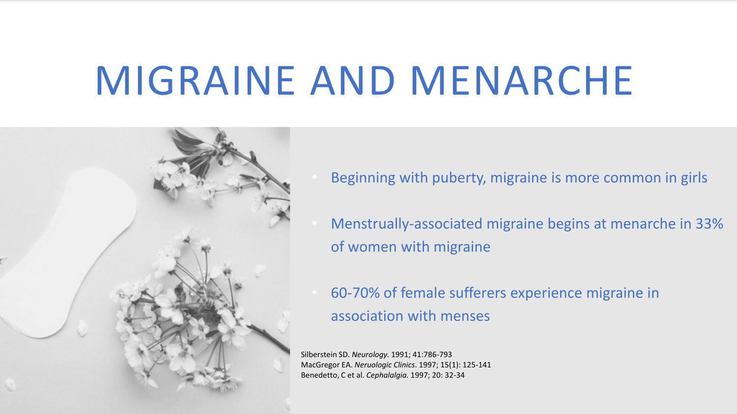# MIGRAINE AND MENARCHE

- Beginning with puberty, migraine is more common in girls
- Menstrually-associated migraine begins at menarche in 33% of women with migraine
- 60-70% of female sufferers experience migraine in association with menses

Silberstein SD. *Neurology.* 1991; 41:786-793
MacGregor EA. *Neruologic Clinics*. 1997; 15(1): 125-141
Benedetto, C et al. *Cephalalgia.* 1997; 20: 32-34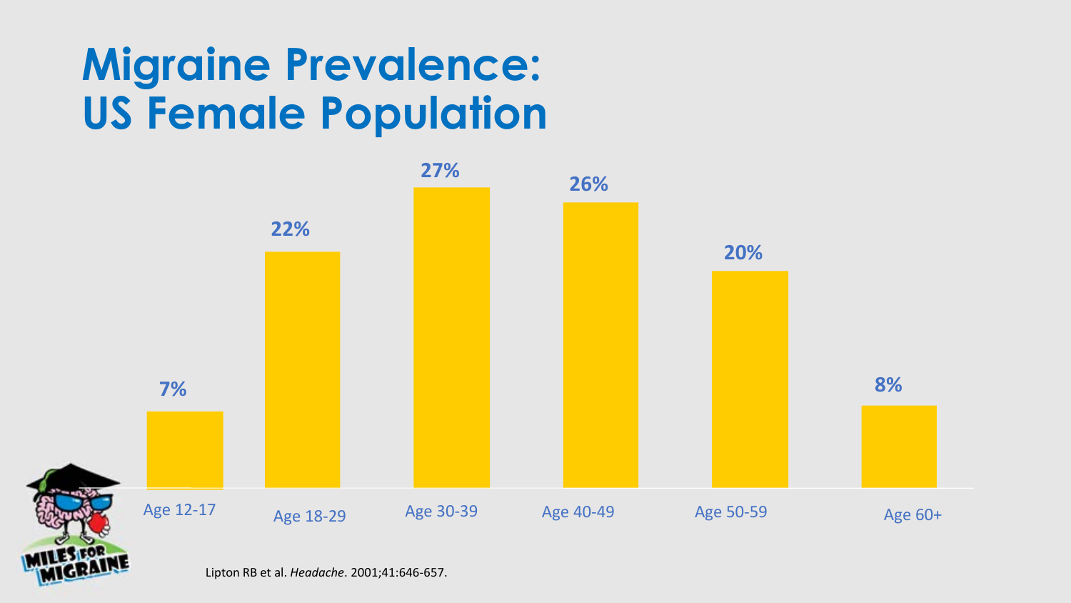# Migraine Prevalence: US Female Population

| Age | Prevalence |
| --- | --- |
| Age 12-17 | 7% |
| Age 18-29 | 22% |
| Age 30-39 | 27% |
| Age 40-49 | 26% |
| Age 50-59 | 20% |
| Age 60+ | 8% |

Lipton RB et al. *Headache*. 2001;41:646-657.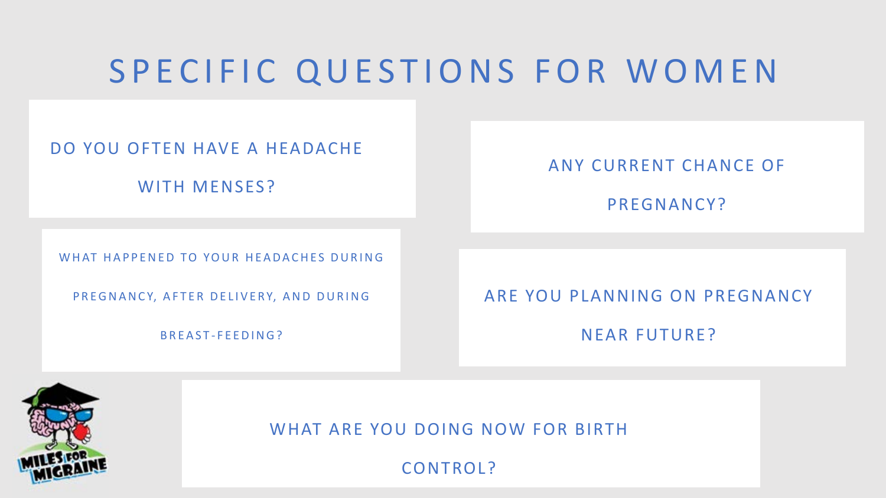# SPECIFIC QUESTIONS FOR WOMEN

DO YOU OFTEN HAVE A HEADACHE WITH MENSES?

ANY CURRENT CHANCE OF PREGNANCY?

WHAT HAPPENED TO YOUR HEADACHES DURING PREGNANCY, AFTER DELIVERY, AND DURING BREAST-FEEDING?

ARE YOU PLANNING ON PREGNANCY NEAR FUTURE?

WHAT ARE YOU DOING NOW FOR BIRTH CONTROL?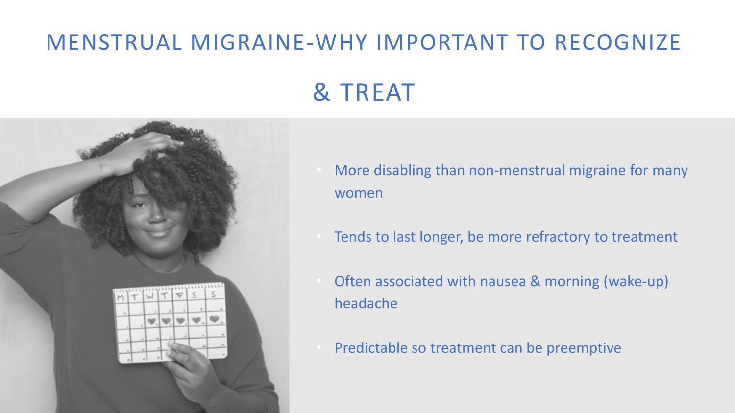# MENSTRUAL MIGRAINE-WHY IMPORTANT TO RECOGNIZE & TREAT

- More disabling than non-menstrual migraine for many women
- Tends to last longer, be more refractory to treatment
- Often associated with nausea & morning (wake-up) headache
- Predictable so treatment can be preemptive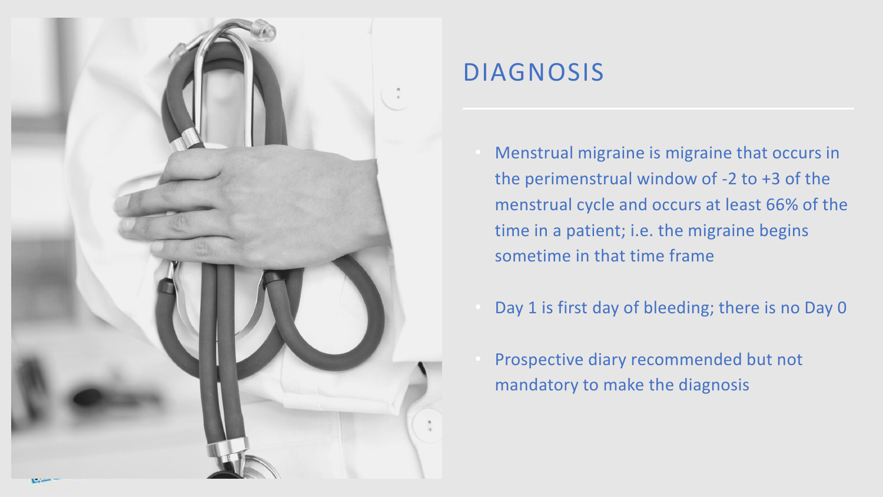# DIAGNOSIS

- Menstrual migraine is migraine that occurs in the perimenstrual window of -2 to +3 of the menstrual cycle and occurs at least 66% of the time in a patient; i.e. the migraine begins sometime in that time frame
- Day 1 is first day of bleeding; there is no Day 0
- Prospective diary recommended but not mandatory to make the diagnosis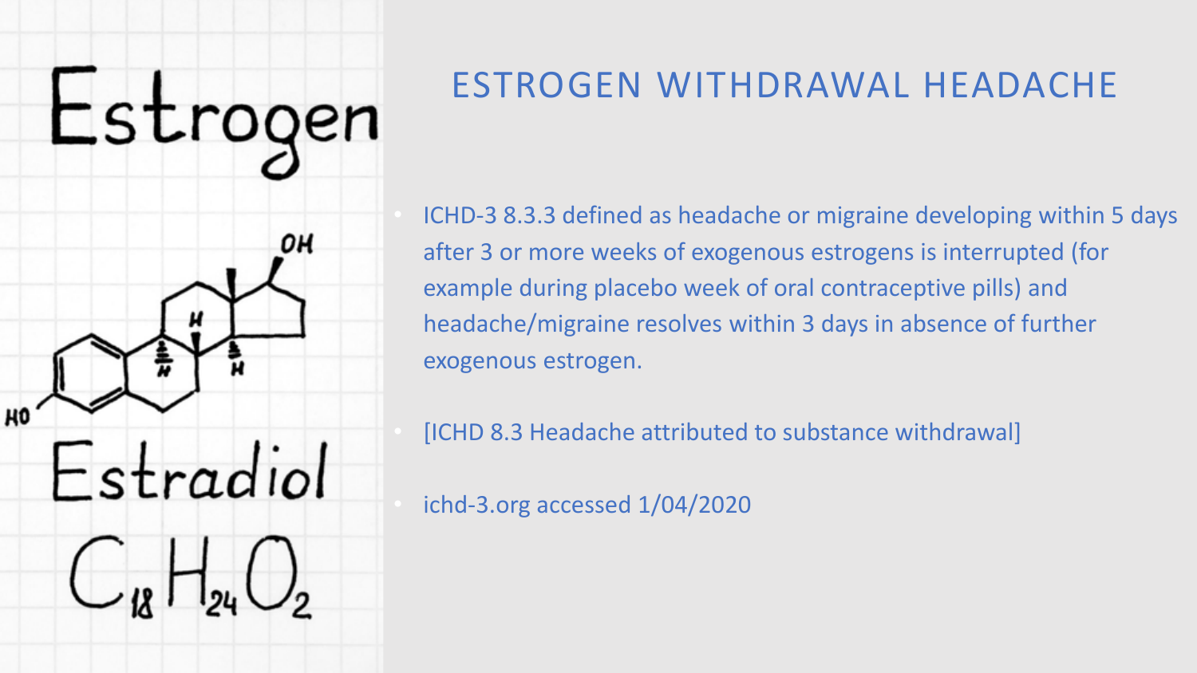# ESTROGEN WITHDRAWAL HEADACHE

- ICHD-3 8.3.3 defined as headache or migraine developing within 5 days after 3 or more weeks of exogenous estrogens is interrupted (for example during placebo week of oral contraceptive pills) and headache/migraine resolves within 3 days in absence of further exogenous estrogen.
- [ICHD 8.3 Headache attributed to substance withdrawal]
- ichd-3.org accessed 1/04/2020

Estrogen

Estradiol

$C_{18}H_{24}O_2$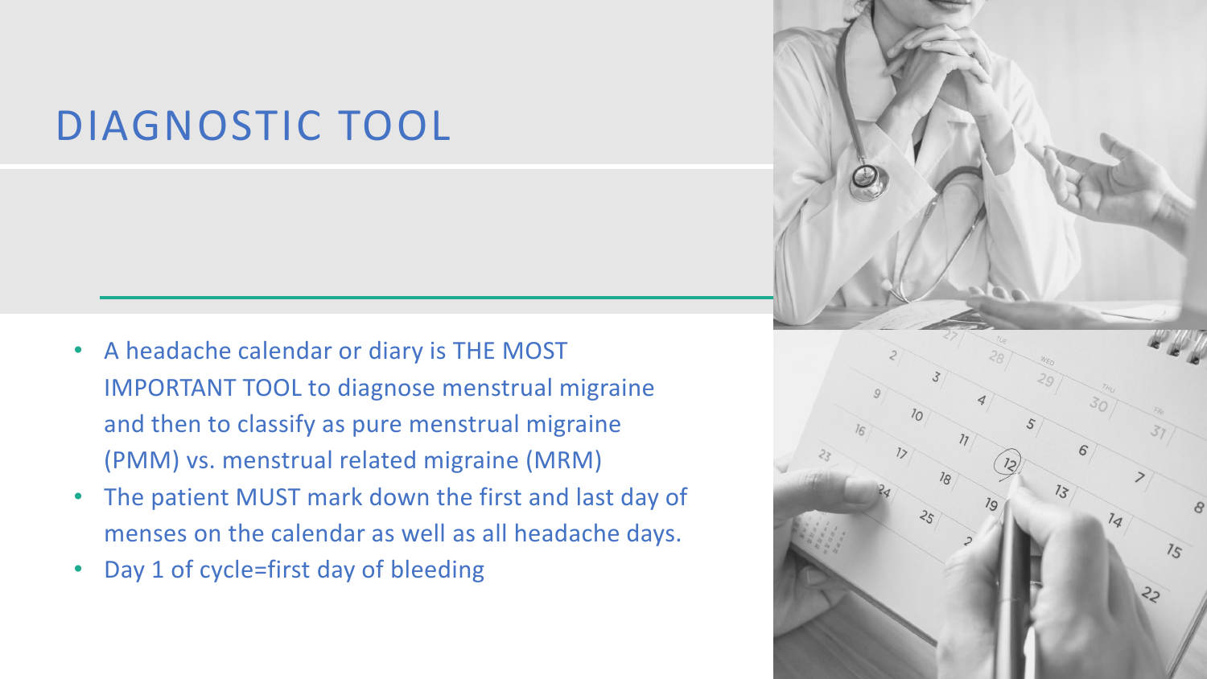# DIAGNOSTIC TOOL

- A headache calendar or diary is THE MOST IMPORTANT TOOL to diagnose menstrual migraine and then to classify as pure menstrual migraine (PMM) vs. menstrual related migraine (MRM)
- The patient MUST mark down the first and last day of menses on the calendar as well as all headache days.
- Day 1 of cycle=first day of bleeding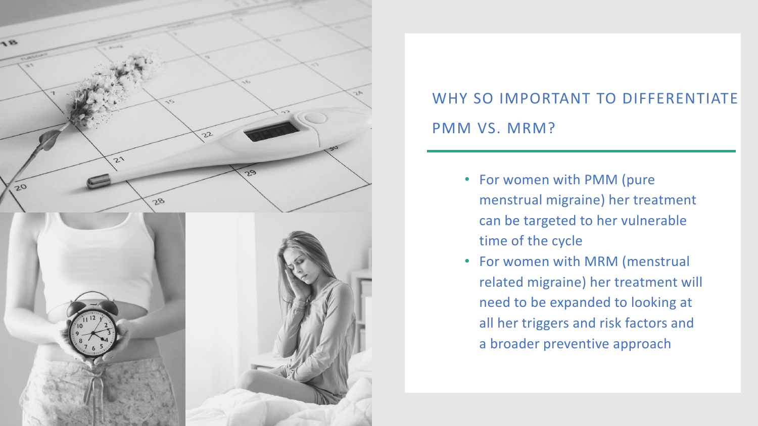## WHY SO IMPORTANT TO DIFFERENTIATE PMM VS. MRM?

- For women with PMM (pure menstrual migraine) her treatment can be targeted to her vulnerable time of the cycle
- For women with MRM (menstrual related migraine) her treatment will need to be expanded to looking at all her triggers and risk factors and a broader preventive approach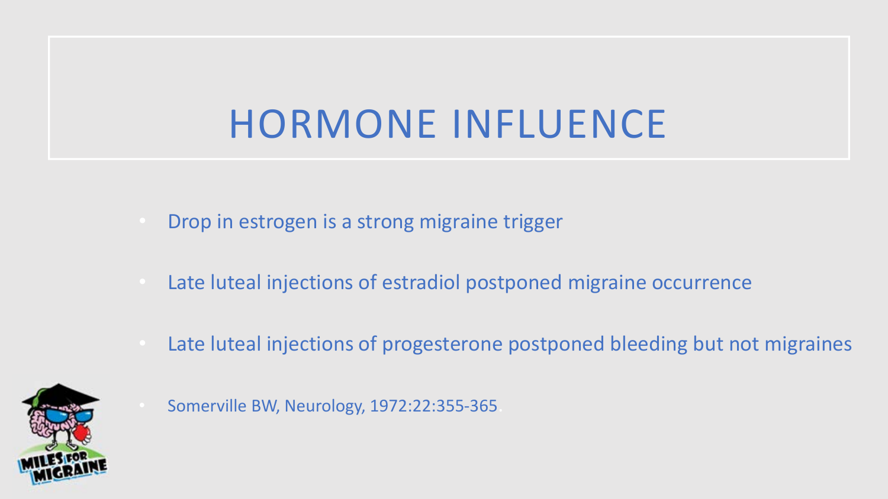# HORMONE INFLUENCE

- Drop in estrogen is a strong migraine trigger
- Late luteal injections of estradiol postponed migraine occurrence
- Late luteal injections of progesterone postponed bleeding but not migraines
- Somerville BW, Neurology, 1972:22:355-365.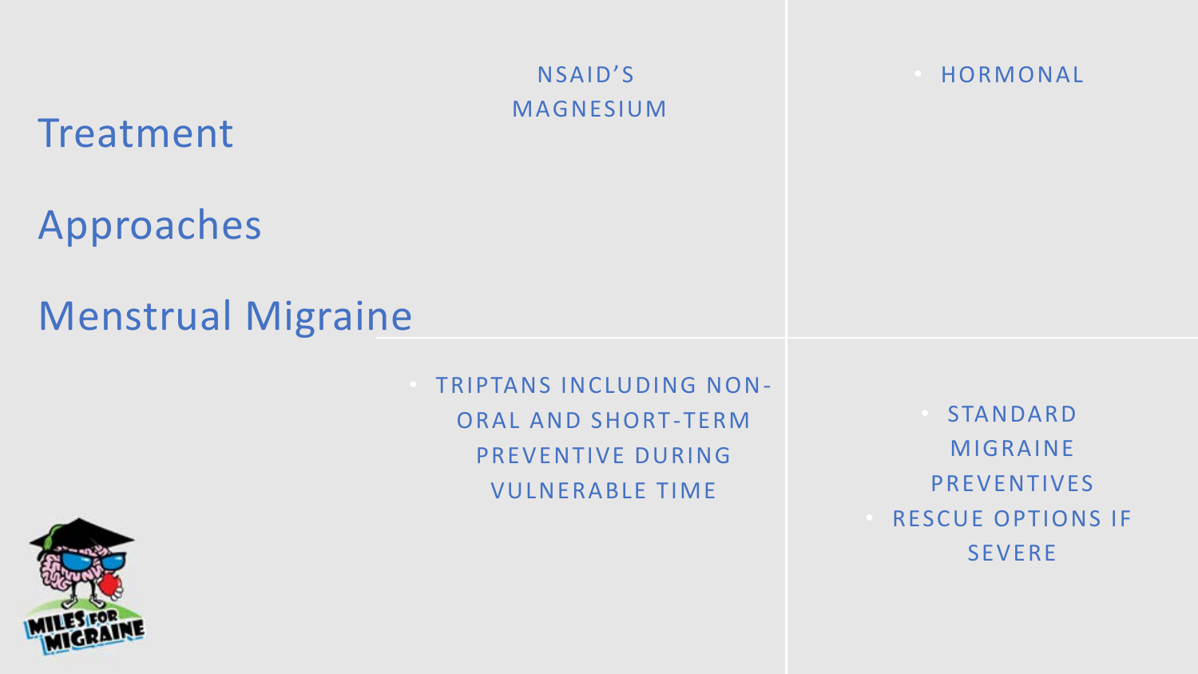# Treatment Approaches Menstrual Migraine

NSAID'S
MAGNESIUM

- HORMONAL

- TRIPTANS INCLUDING NON-ORAL AND SHORT-TERM PREVENTIVE DURING VULNERABLE TIME

- STANDARD MIGRAINE PREVENTIVES
- RESCUE OPTIONS IF SEVERE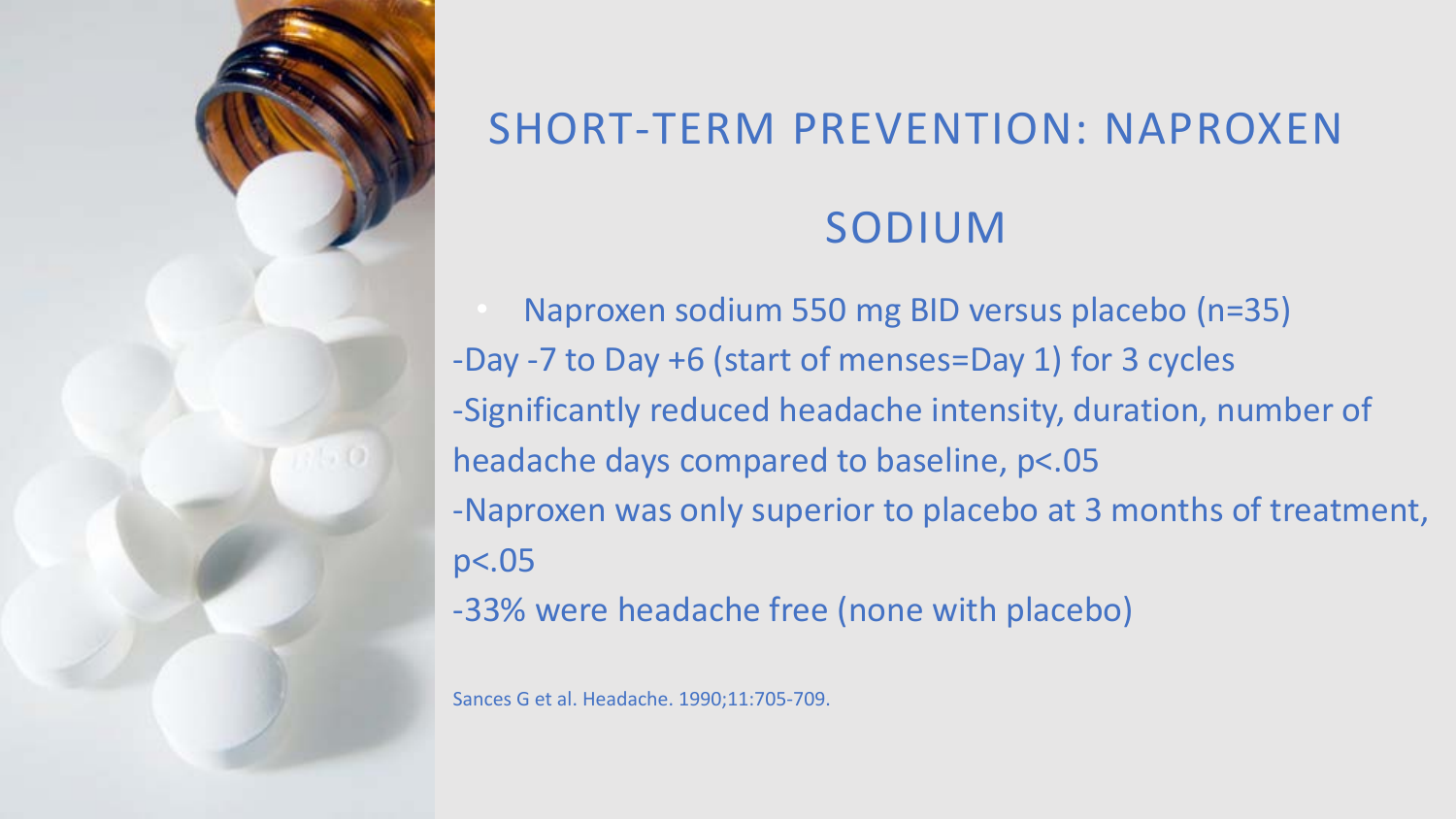# SHORT-TERM PREVENTION: NAPROXEN SODIUM

- Naproxen sodium 550 mg BID versus placebo (n=35)

-Day -7 to Day +6 (start of menses=Day 1) for 3 cycles

-Significantly reduced headache intensity, duration, number of headache days compared to baseline, $p<.05$

-Naproxen was only superior to placebo at 3 months of treatment, $p<.05$

-33% were headache free (none with placebo)

Sances G et al. Headache. 1990;11:705-709.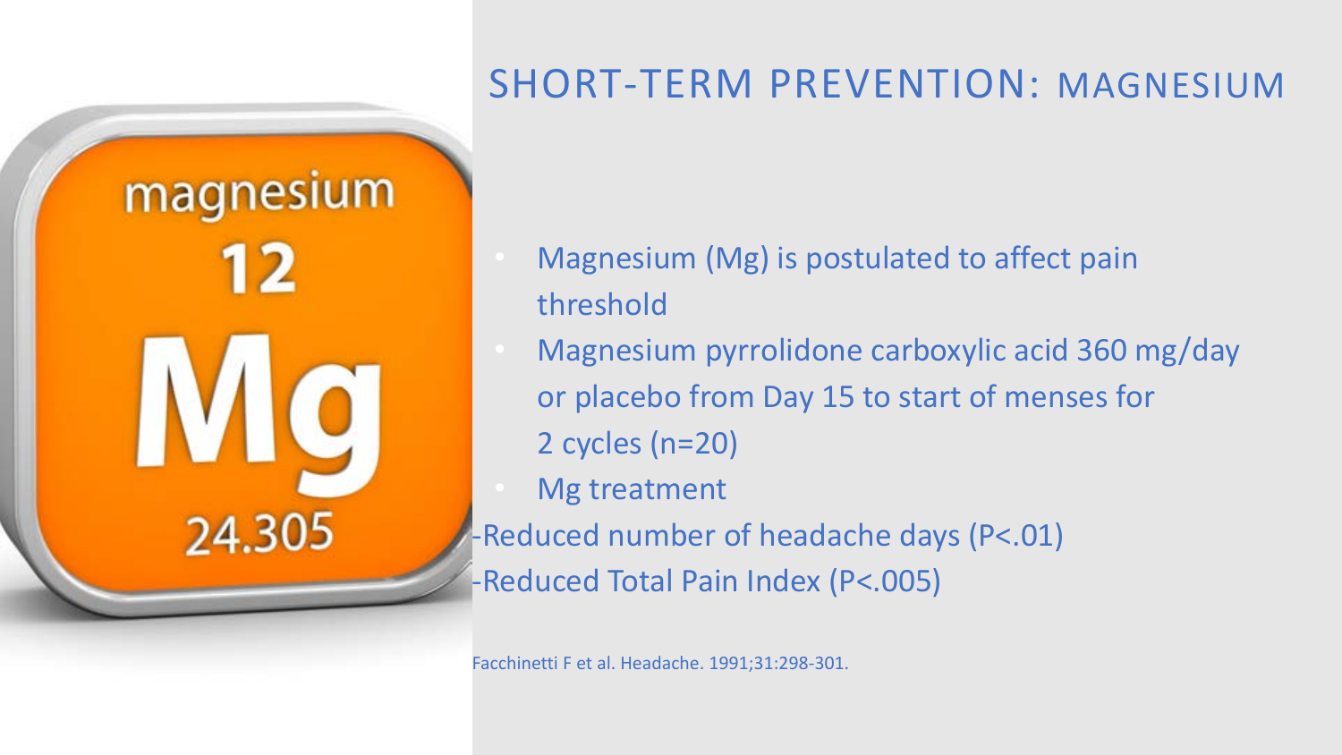# SHORT-TERM PREVENTION: MAGNESIUM

- Magnesium (Mg) is postulated to affect pain threshold
- Magnesium pyrrolidone carboxylic acid 360 mg/day or placebo from Day 15 to start of menses for 2 cycles (n=20)
- Mg treatment

-Reduced number of headache days (P<.01)

-Reduced Total Pain Index (P<.005)

Facchinetti F et al. Headache. 1991;31:298-301.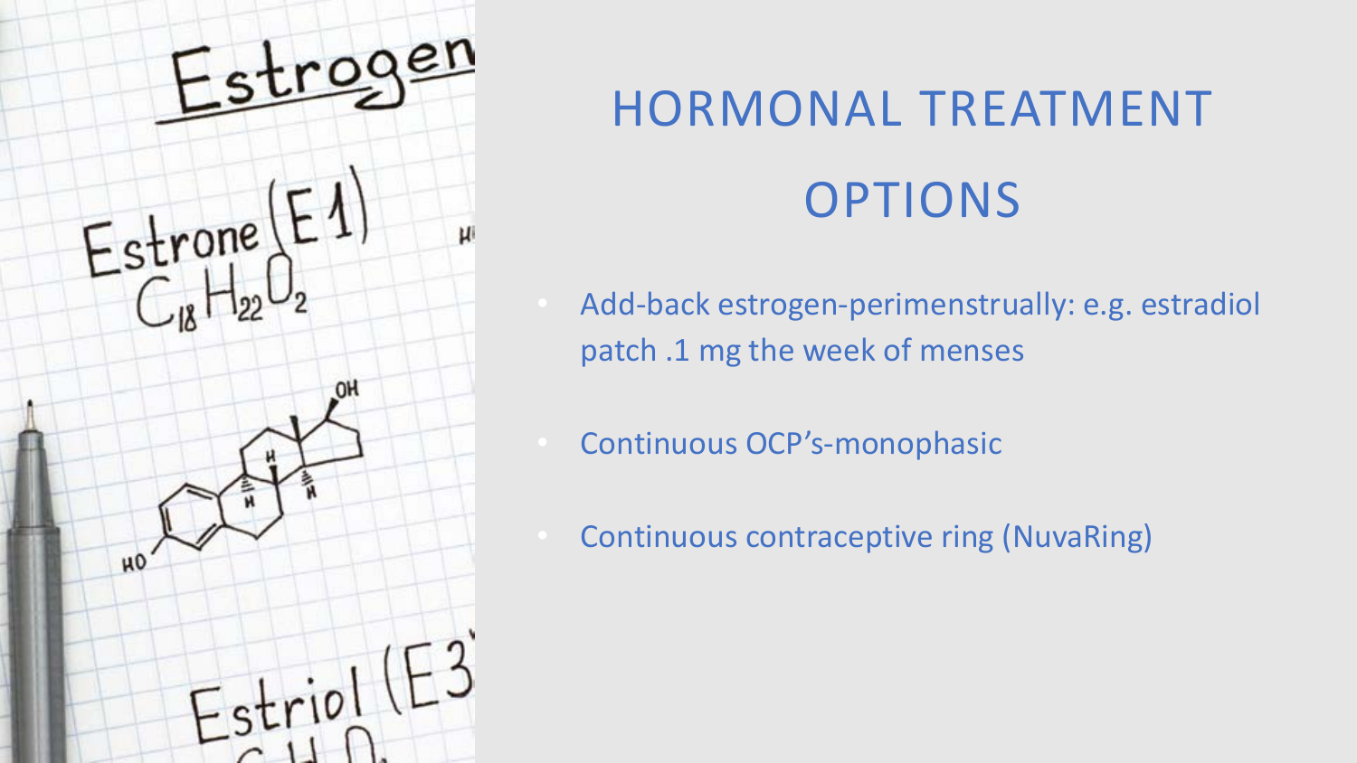# HORMONAL TREATMENT OPTIONS

- Add-back estrogen-perimenstrually: e.g. estradiol patch .1 mg the week of menses
- Continuous OCP's-monophasic
- Continuous contraceptive ring (NuvaRing)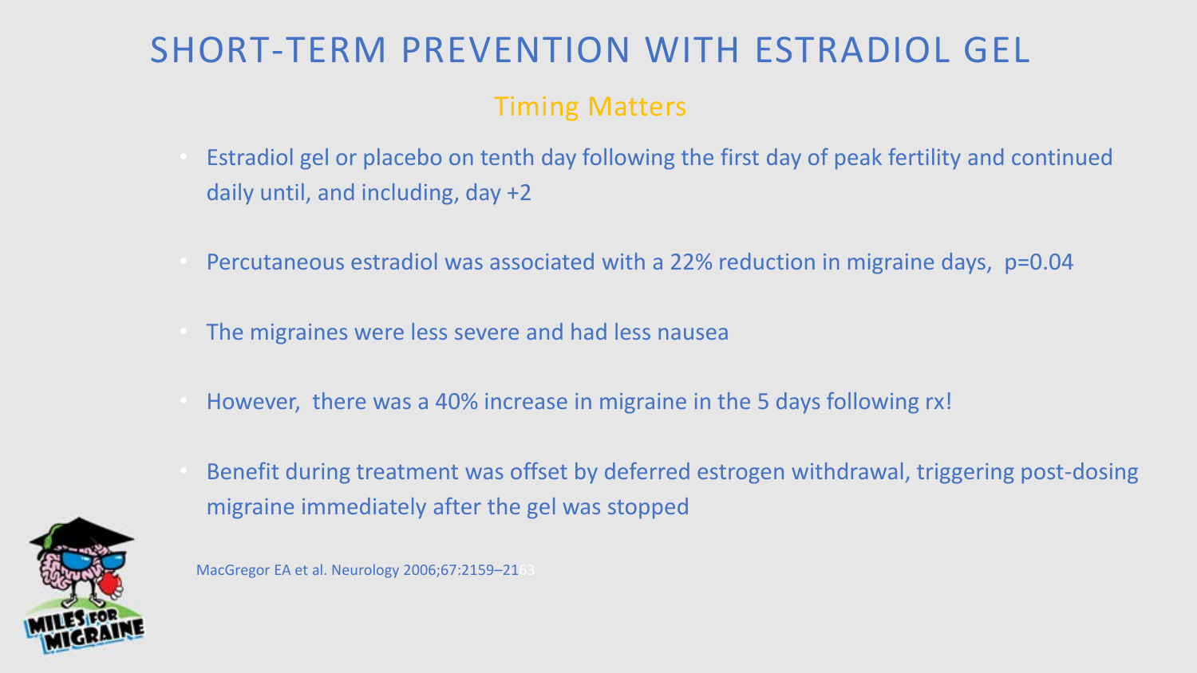# SHORT-TERM PREVENTION WITH ESTRADIOL GEL

## Timing Matters

- Estradiol gel or placebo on tenth day following the first day of peak fertility and continued daily until, and including, day +2
- Percutaneous estradiol was associated with a 22% reduction in migraine days, $p=0.04$
- The migraines were less severe and had less nausea
- However, there was a 40% increase in migraine in the 5 days following rx!
- Benefit during treatment was offset by deferred estrogen withdrawal, triggering post-dosing migraine immediately after the gel was stopped

MacGregor EA et al. Neurology 2006;67:2159–2163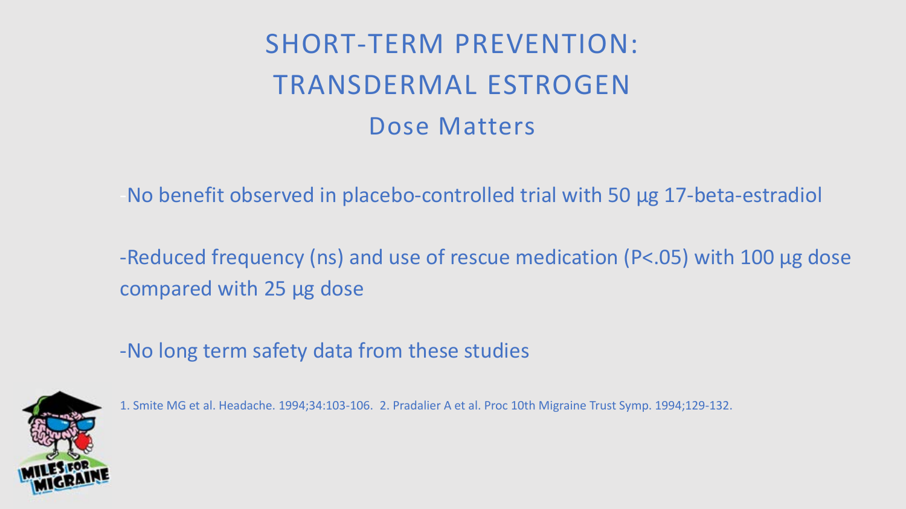# SHORT-TERM PREVENTION: TRANSDERMAL ESTROGEN

## Dose Matters

-No benefit observed in placebo-controlled trial with 50 µg 17-beta-estradiol

-Reduced frequency (ns) and use of rescue medication ($P<.05$) with 100 µg dose compared with 25 µg dose

-No long term safety data from these studies

1. Smite MG et al. Headache. 1994;34:103-106. 2. Pradalier A et al. Proc 10th Migraine Trust Symp. 1994;129-132.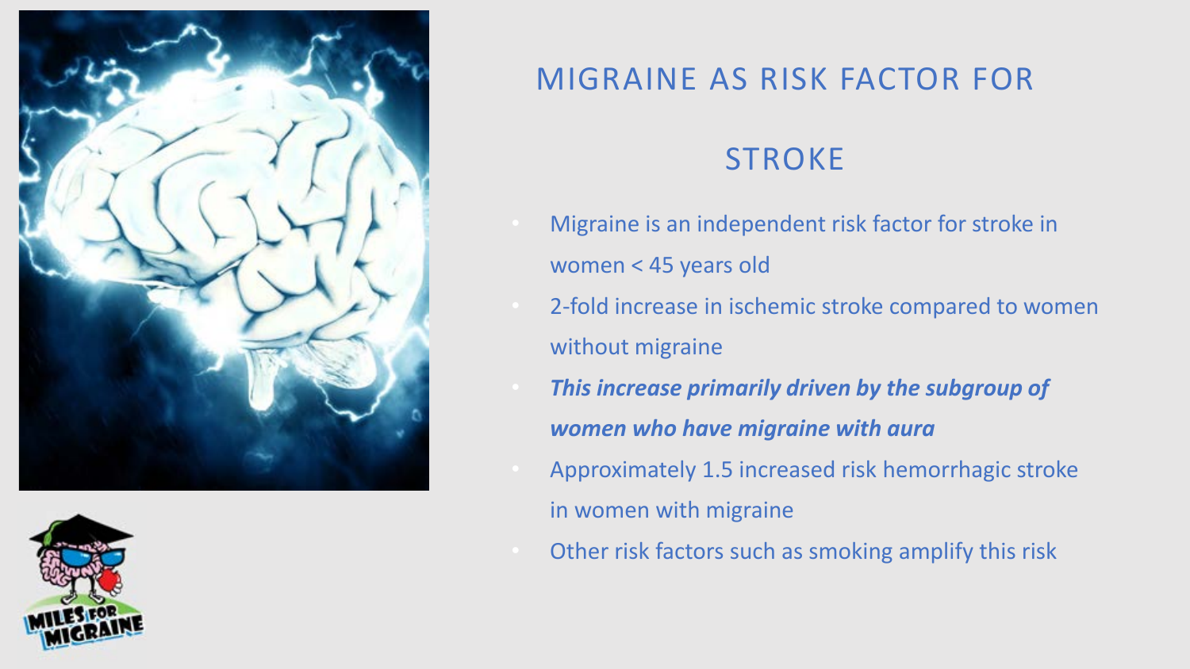# MIGRAINE AS RISK FACTOR FOR STROKE

- Migraine is an independent risk factor for stroke in women < 45 years old
- 2-fold increase in ischemic stroke compared to women without migraine
- ***This increase primarily driven by the subgroup of women who have migraine with aura***
- Approximately 1.5 increased risk hemorrhagic stroke in women with migraine
- Other risk factors such as smoking amplify this risk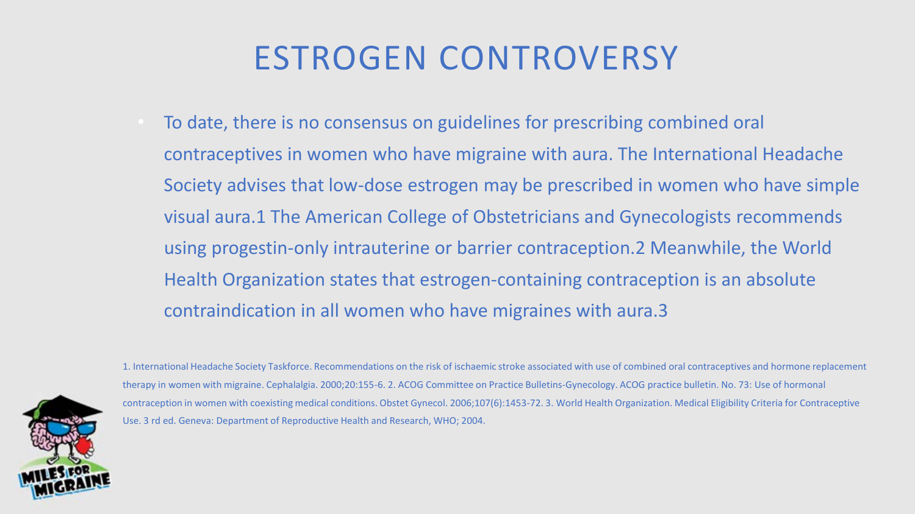# ESTROGEN CONTROVERSY

- To date, there is no consensus on guidelines for prescribing combined oral contraceptives in women who have migraine with aura. The International Headache Society advises that low-dose estrogen may be prescribed in women who have simple visual aura.[1] The American College of Obstetricians and Gynecologists recommends using progestin-only intrauterine or barrier contraception.[2] Meanwhile, the World Health Organization states that estrogen-containing contraception is an absolute contraindication in all women who have migraines with aura.[3]

1. International Headache Society Taskforce. Recommendations on the risk of ischaemic stroke associated with use of combined oral contraceptives and hormone replacement therapy in women with migraine. Cephalalgia. 2000;20:155-6. 2. ACOG Committee on Practice Bulletins-Gynecology. ACOG practice bulletin. No. 73: Use of hormonal contraception in women with coexisting medical conditions. Obstet Gynecol. 2006;107(6):1453-72. 3. World Health Organization. Medical Eligibility Criteria for Contraceptive Use. 3 rd ed. Geneva: Department of Reproductive Health and Research, WHO; 2004.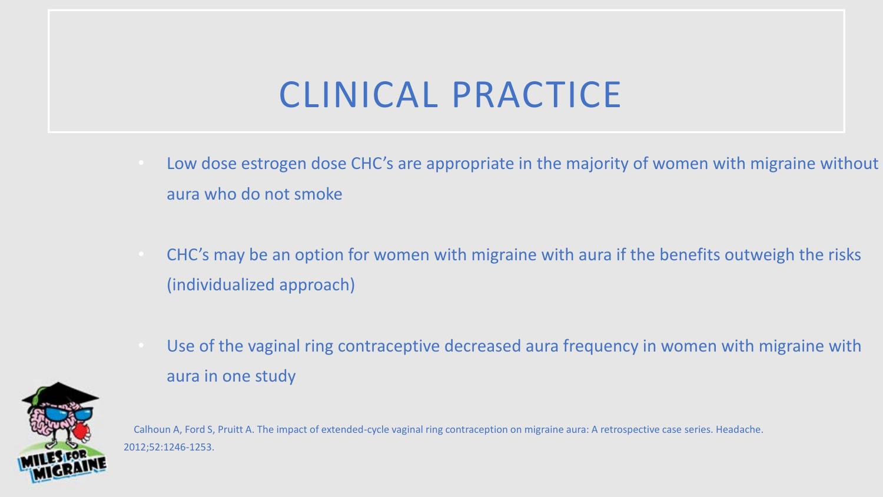# CLINICAL PRACTICE

- Low dose estrogen dose CHC's are appropriate in the majority of women with migraine without aura who do not smoke
- CHC's may be an option for women with migraine with aura if the benefits outweigh the risks (individualized approach)
- Use of the vaginal ring contraceptive decreased aura frequency in women with migraine with aura in one study

Calhoun A, Ford S, Pruitt A. The impact of extended-cycle vaginal ring contraception on migraine aura: A retrospective case series. Headache. 2012;52:1246-1253.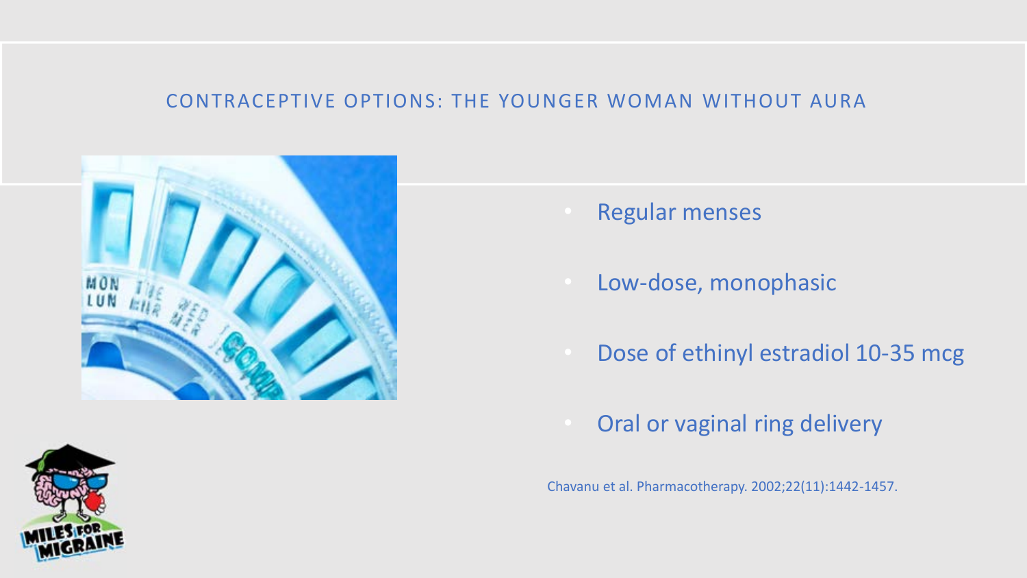# CONTRACEPTIVE OPTIONS: THE YOUNGER WOMAN WITHOUT AURA

- Regular menses
- Low-dose, monophasic
- Dose of ethinyl estradiol 10-35 mcg
- Oral or vaginal ring delivery

Chavanu et al. Pharmacotherapy. 2002;22(11):1442-1457.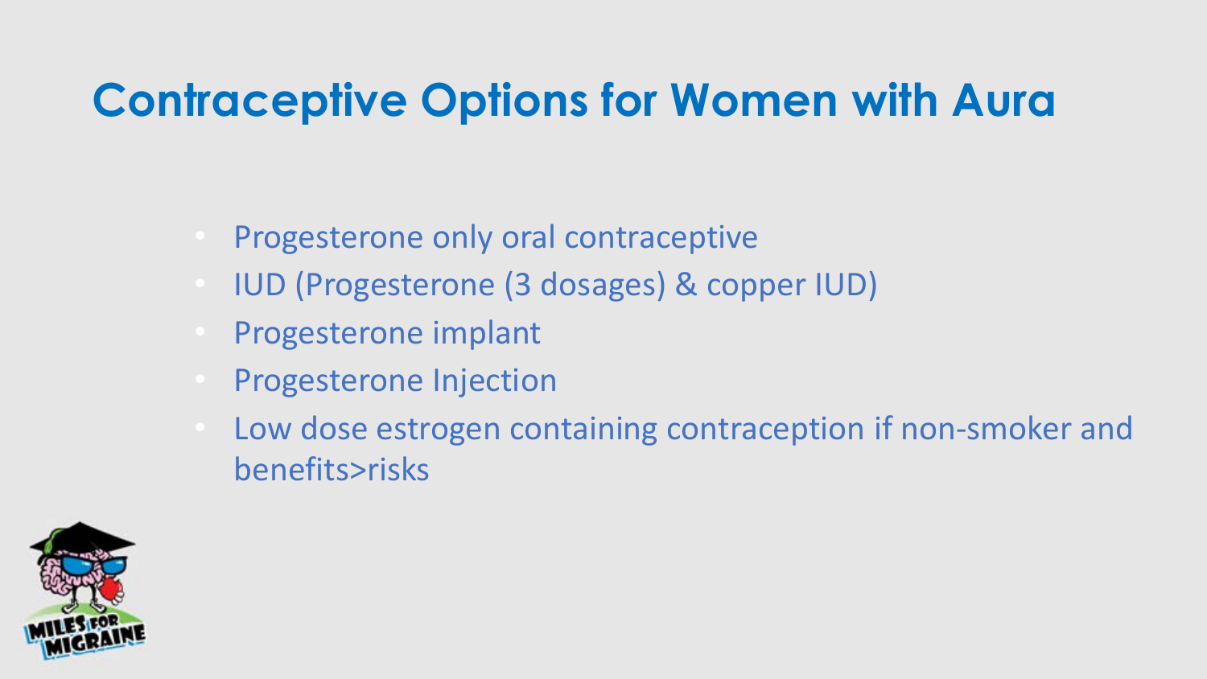# Contraceptive Options for Women with Aura

- Progesterone only oral contraceptive
- IUD (Progesterone (3 dosages) & copper IUD)
- Progesterone implant
- Progesterone Injection
- Low dose estrogen containing contraception if non-smoker and benefits>risks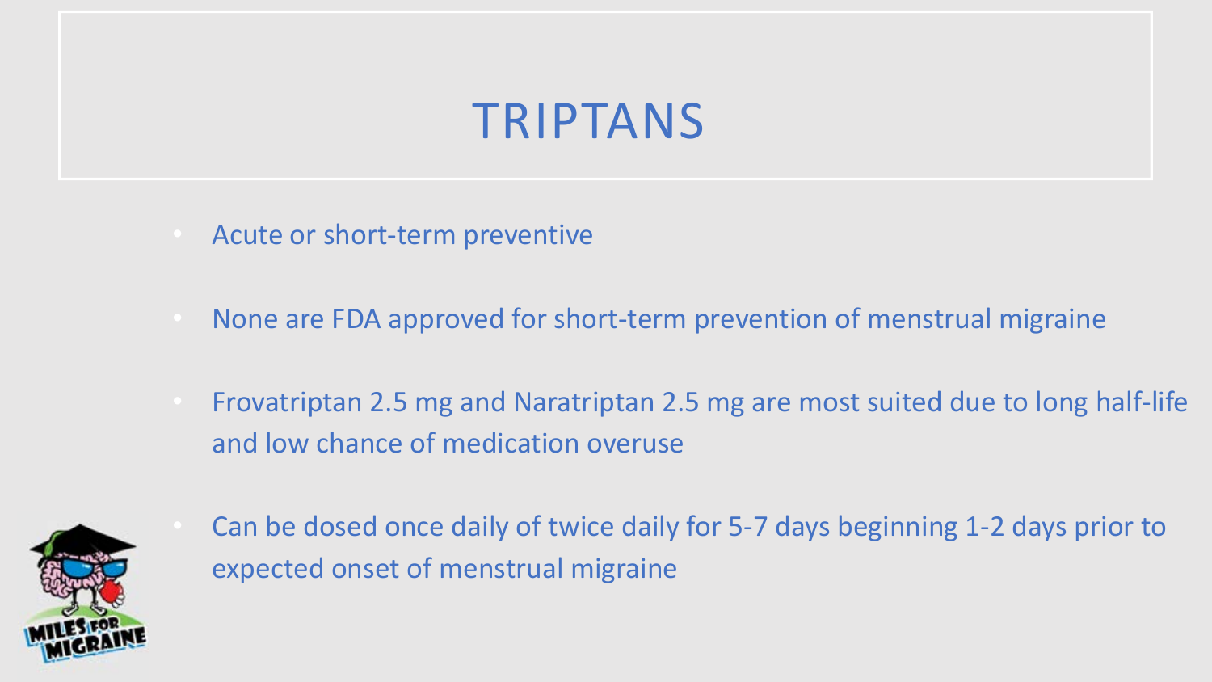# TRIPTANS

- Acute or short-term preventive
- None are FDA approved for short-term prevention of menstrual migraine
- Frovatriptan 2.5 mg and Naratriptan 2.5 mg are most suited due to long half-life and low chance of medication overuse
- Can be dosed once daily of twice daily for 5-7 days beginning 1-2 days prior to expected onset of menstrual migraine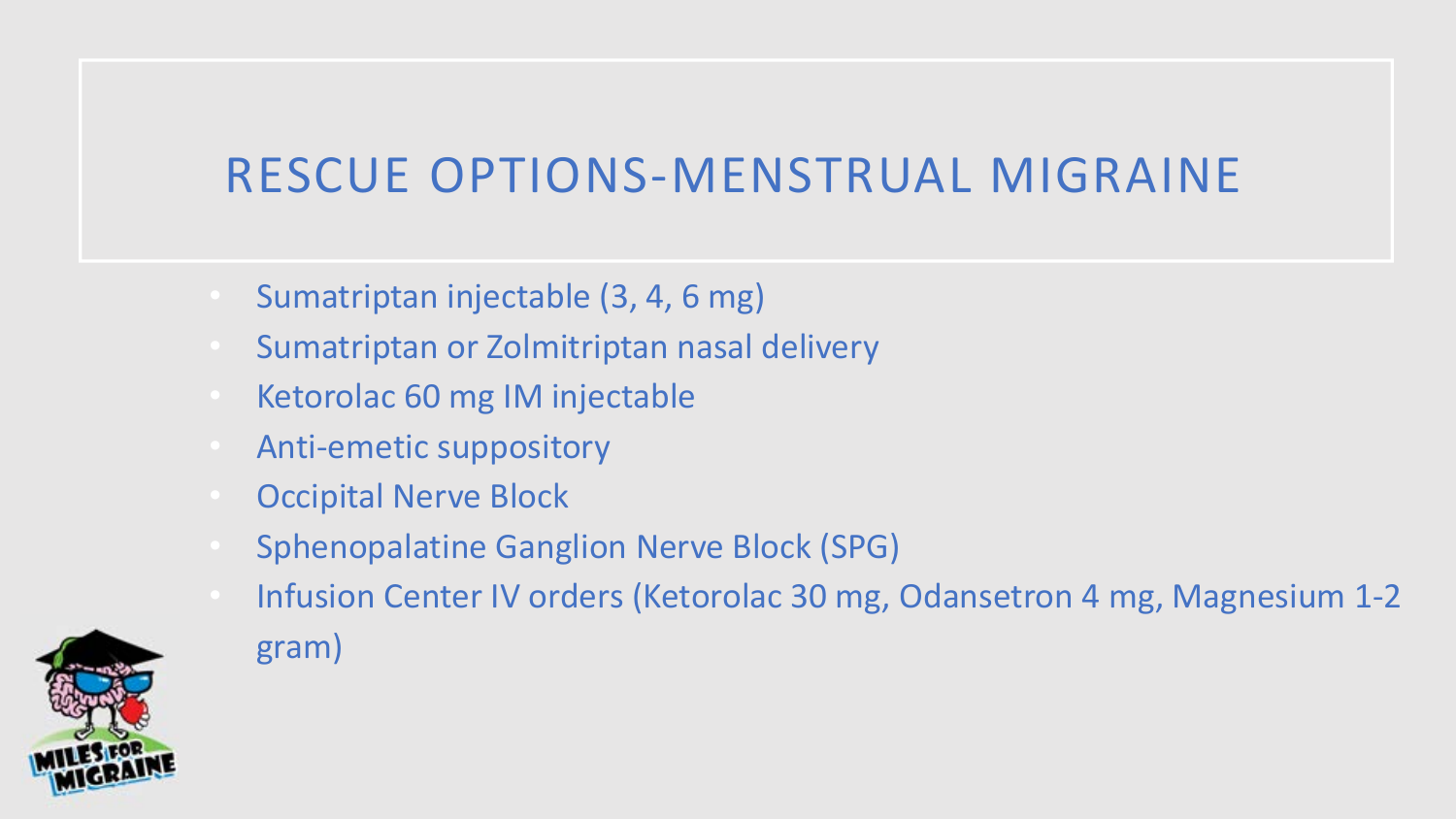# RESCUE OPTIONS-MENSTRUAL MIGRAINE

- Sumatriptan injectable (3, 4, 6 mg)
- Sumatriptan or Zolmitriptan nasal delivery
- Ketorolac 60 mg IM injectable
- Anti-emetic suppository
- Occipital Nerve Block
- Sphenopalatine Ganglion Nerve Block (SPG)
- Infusion Center IV orders (Ketorolac 30 mg, Odansetron 4 mg, Magnesium 1-2 gram)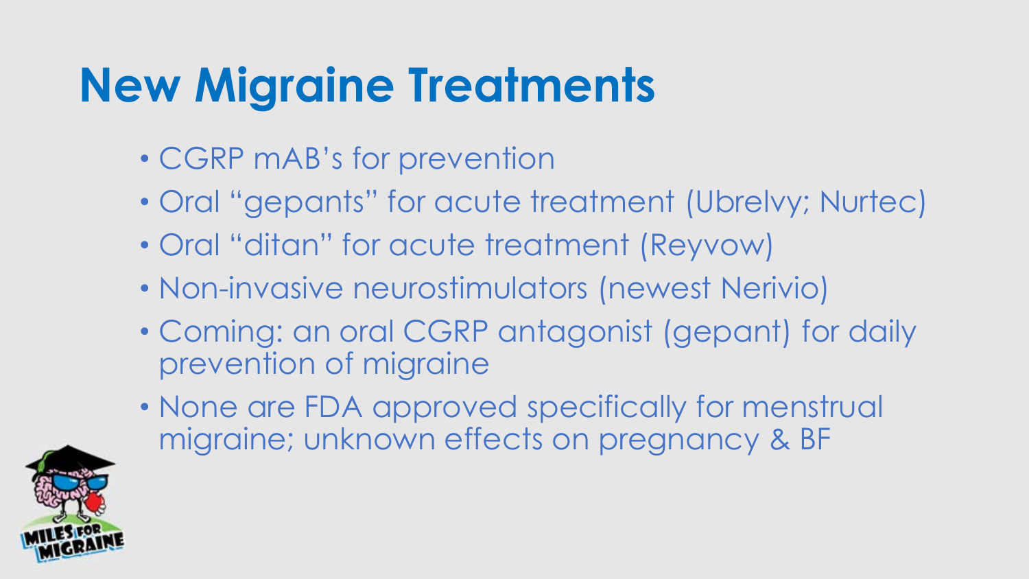# New Migraine Treatments

- CGRP mAB's for prevention
- Oral "gepants" for acute treatment (Ubrelvy; Nurtec)
- Oral "ditan" for acute treatment (Reyvow)
- Non-invasive neurostimulators (newest Nerivio)
- Coming: an oral CGRP antagonist (gepant) for daily prevention of migraine
- None are FDA approved specifically for menstrual migraine; unknown effects on pregnancy & BF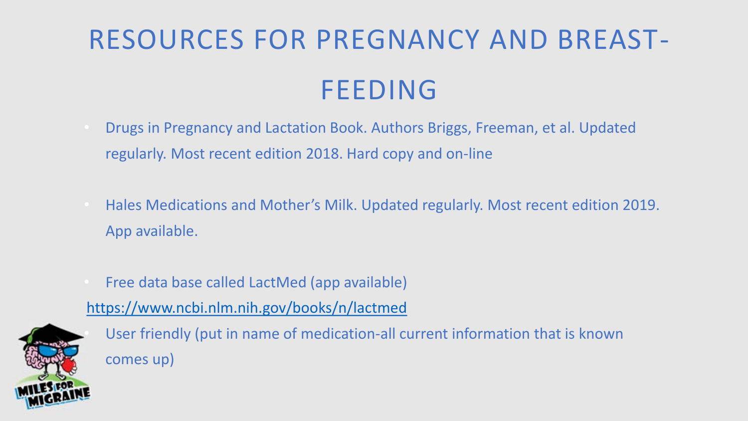# RESOURCES FOR PREGNANCY AND BREAST-FEEDING

- Drugs in Pregnancy and Lactation Book. Authors Briggs, Freeman, et al. Updated regularly. Most recent edition 2018. Hard copy and on-line
- Hales Medications and Mother's Milk. Updated regularly. Most recent edition 2019. App available.
- Free data base called LactMed (app available)

https://www.ncbi.nlm.nih.gov/books/n/lactmed

- User friendly (put in name of medication-all current information that is known comes up)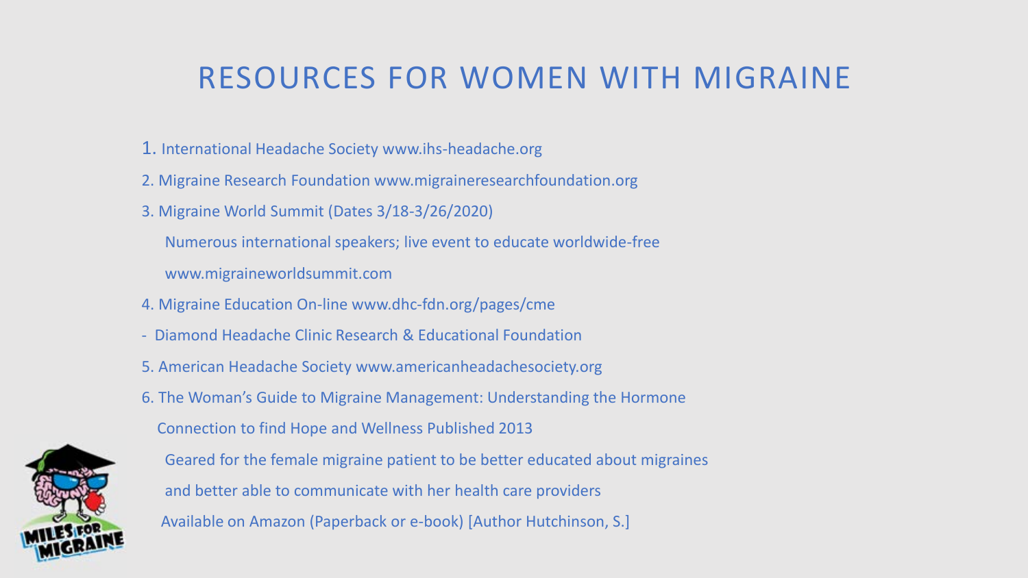# RESOURCES FOR WOMEN WITH MIGRAINE

1. International Headache Society www.ihs-headache.org
2. Migraine Research Foundation www.migraineresearchfoundation.org
3. Migraine World Summit (Dates 3/18-3/26/2020)

   Numerous international speakers; live event to educate worldwide-free

   www.migraineworldsummit.com
4. Migraine Education On-line www.dhc-fdn.org/pages/cme

- Diamond Headache Clinic Research & Educational Foundation

5. American Headache Society www.americanheadachesociety.org
6. The Woman's Guide to Migraine Management: Understanding the Hormone Connection to find Hope and Wellness Published 2013

   Geared for the female migraine patient to be better educated about migraines and better able to communicate with her health care providers

   Available on Amazon (Paperback or e-book) [Author Hutchinson, S.]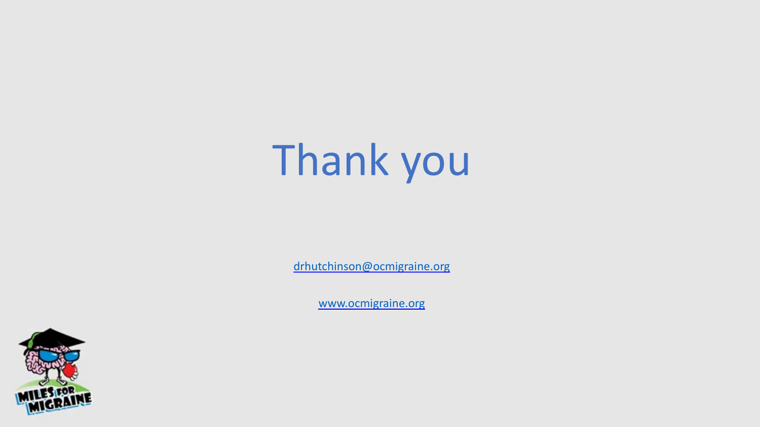# Thank you

drhutchinson@ocmigraine.org

www.ocmigraine.org